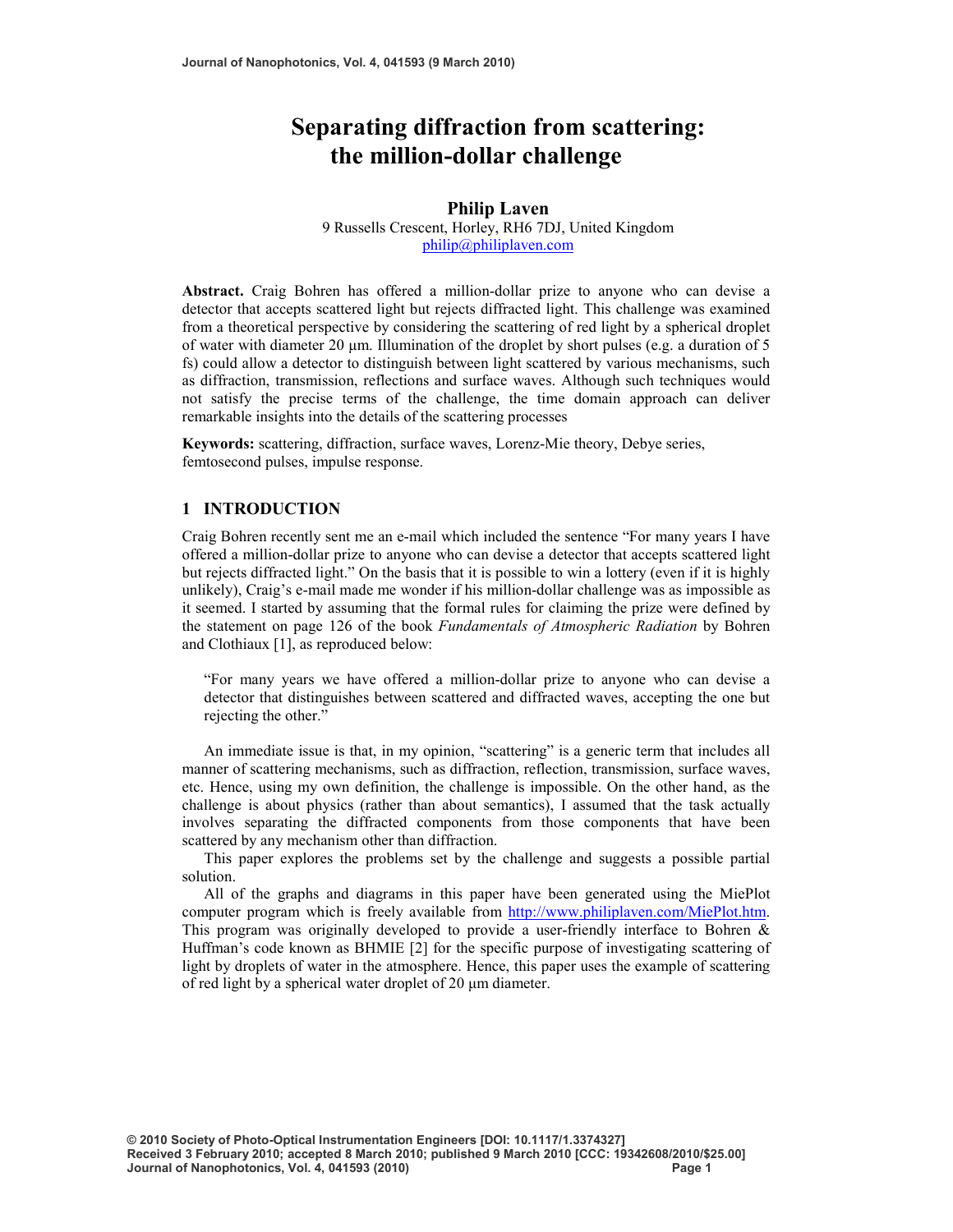# Separating diffraction from scattering: the million-dollar challenge

**Philip Laven**

9 Russells Crescent, Horley, RH6 7DJ, United Kingdom

philip@philiplaven.com

**Abstract.** Craig Bohren has offered a million-dollar prize to anyone who can devise a detector that accepts scattered light but rejects diffracted light. This challenge was examined from a theoretical perspective by considering the scattering of red light by a spherical droplet of water with diameter 20 μm. Illumination of the droplet by short pulses (e.g. a duration of 5 fs) could allow a detector to distinguish between light scattered by various mechanisms, such as diffraction, transmission, reflections and surface waves. Although such techniques would not satisfy the precise terms of the challenge, the time domain approach can deliver remarkable insights into the details of the scattering processes

**Keywords:** scattering, diffraction, surface waves, Lorenz-Mie theory, Debye series, femtosecond pulses, impulse response.

## 1 INTRODUCTION

Craig Bohren recently sent me an e-mail which included the sentence "For many years I have offered a million-dollar prize to anyone who can devise a detector that accepts scattered light but rejects diffracted light." On the basis that it is possible to win a lottery (even if it is highly unlikely), Craig's e-mail made me wonder if his million-dollar challenge was as impossible as it seemed. I started by assuming that the formal rules for claiming the prize were defined by the statement on page 126 of the book *Fundamentals of Atmospheric Radiation* by Bohren and Clothiaux [1], as reproduced below:

> "For many years we have offered a million-dollar prize to anyone who can devise a detector that distinguishes between scattered and diffracted waves, accepting the one but rejecting the other."

An immediate issue is that, in my opinion, "scattering" is a generic term that includes all manner of scattering mechanisms, such as diffraction, reflection, transmission, surface waves, etc. Hence, using my own definition, the challenge is impossible. On the other hand, as the challenge is about physics (rather than about semantics), I assumed that the task actually involves separating the diffracted components from those components that have been scattered by any mechanism other than diffraction.

This paper explores the problems set by the challenge and suggests a possible partial solution.

All of the graphs and diagrams in this paper have been generated using the MiePlot computer program which is freely available from http://www.philiplaven.com/MiePlot.htm. This program was originally developed to provide a user-friendly interface to Bohren & Huffman's code known as BHMIE [2] for the specific purpose of investigating scattering of light by droplets of water in the atmosphere. Hence, this paper uses the example of scattering of red light by a spherical water droplet of 20 μm diameter.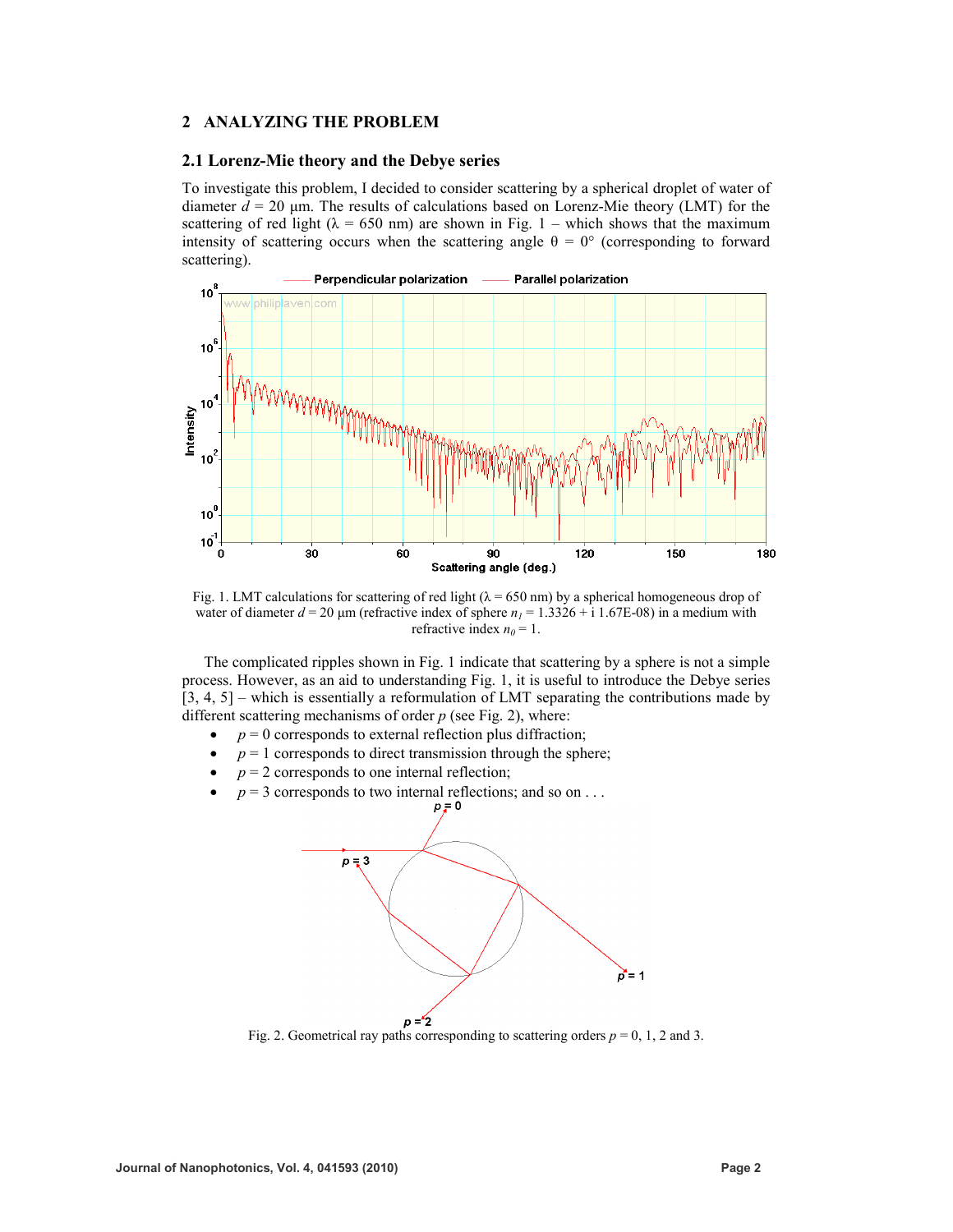## 2 ANALYZING THE PROBLEM

### 2.1 Lorenz-Mie theory and the Debye series

To investigate this problem, I decided to consider scattering by a spherical droplet of water of diameter $d$ = 20 μm. The results of calculations based on Lorenz-Mie theory (LMT) for the scattering of red light ($\lambda$ = 650 nm) are shown in Fig. 1 – which shows that the maximum intensity of scattering occurs when the scattering angle $\theta$ = 0° (corresponding to forward scattering).

Fig. 1. LMT calculations for scattering of red light ($\lambda$ = 650 nm) by a spherical homogeneous drop of water of diameter $d$ = 20 μm (refractive index of sphere $n_1$ = 1.3326 + i 1.67E-08) in a medium with refractive index $n_0$ = 1.

The complicated ripples shown in Fig. 1 indicate that scattering by a sphere is not a simple process. However, as an aid to understanding Fig. 1, it is useful to introduce the Debye series [3, 4, 5] – which is essentially a reformulation of LMT separating the contributions made by different scattering mechanisms of order $p$ (see Fig. 2), where:

- $p$ = 0 corresponds to external reflection plus diffraction;
- $p$ = 1 corresponds to direct transmission through the sphere;
- $p$ = 2 corresponds to one internal reflection;
- $p$ = 3 corresponds to two internal reflections; and so on . . .

Fig. 2. Geometrical ray paths corresponding to scattering orders $p$ = 0, 1, 2 and 3.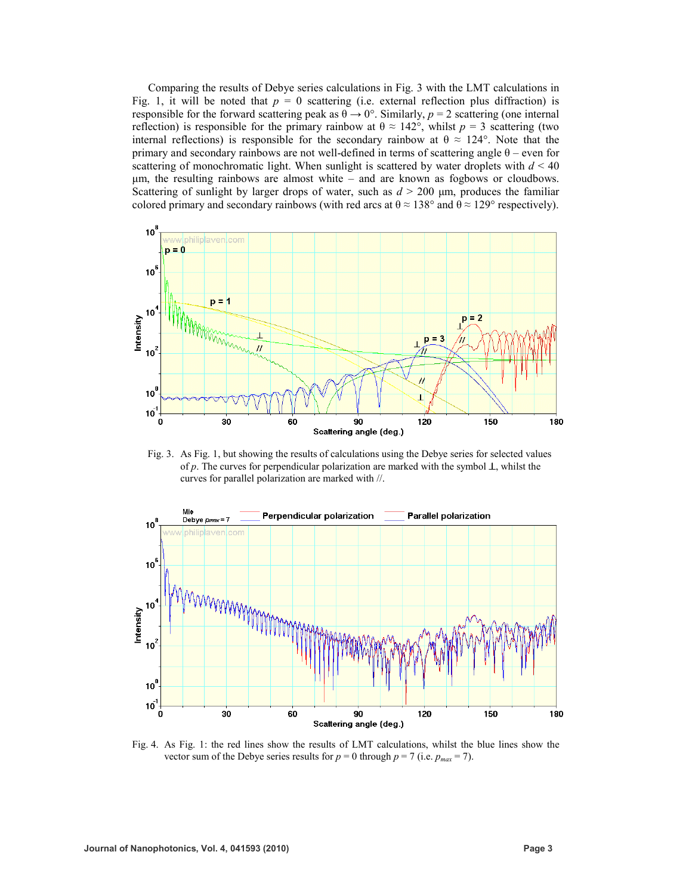Comparing the results of Debye series calculations in Fig. 3 with the LMT calculations in Fig. 1, it will be noted that $p = 0$ scattering (i.e. external reflection plus diffraction) is responsible for the forward scattering peak as $\theta \rightarrow 0°$. Similarly, $p = 2$ scattering (one internal reflection) is responsible for the primary rainbow at $\theta \approx 142°$, whilst $p = 3$ scattering (two internal reflections) is responsible for the secondary rainbow at $\theta \approx 124°$. Note that the primary and secondary rainbows are not well-defined in terms of scattering angle $\theta$ – even for scattering of monochromatic light. When sunlight is scattered by water droplets with $d < 40$ µm, the resulting rainbows are almost white – and are known as fogbows or cloudbows. Scattering of sunlight by larger drops of water, such as $d > 200$ µm, produces the familiar colored primary and secondary rainbows (with red arcs at $\theta \approx 138°$ and $\theta \approx 129°$ respectively).

Fig. 3. As Fig. 1, but showing the results of calculations using the Debye series for selected values of $p$. The curves for perpendicular polarization are marked with the symbol ⊥, whilst the curves for parallel polarization are marked with //.

Fig. 4. As Fig. 1: the red lines show the results of LMT calculations, whilst the blue lines show the vector sum of the Debye series results for $p = 0$ through $p = 7$ (i.e. $p_{max} = 7$).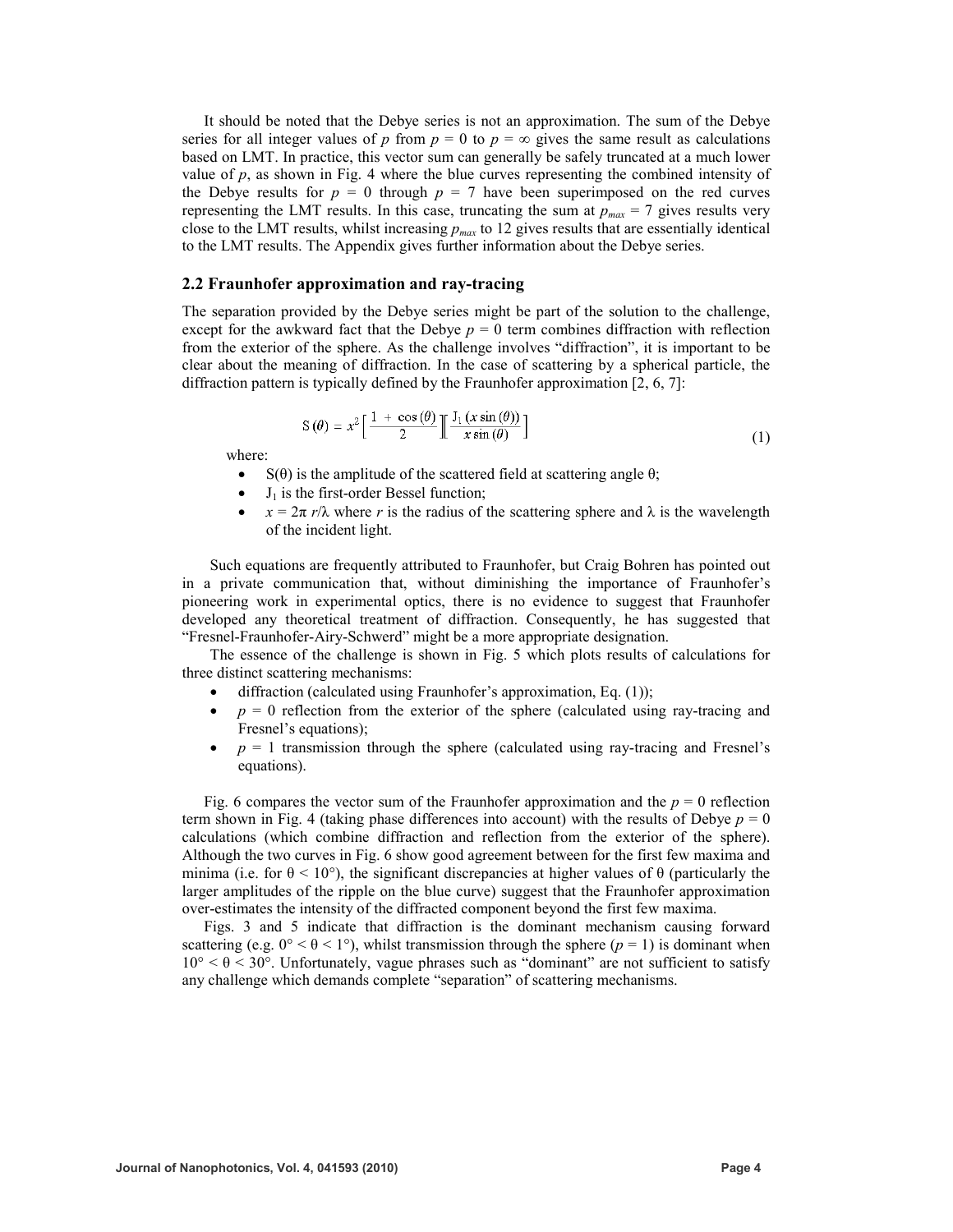It should be noted that the Debye series is not an approximation. The sum of the Debye series for all integer values of $p$ from $p = 0$ to $p = \infty$ gives the same result as calculations based on LMT. In practice, this vector sum can generally be safely truncated at a much lower value of $p$, as shown in Fig. 4 where the blue curves representing the combined intensity of the Debye results for $p = 0$ through $p = 7$ have been superimposed on the red curves representing the LMT results. In this case, truncating the sum at $p_{max} = 7$ gives results very close to the LMT results, whilst increasing $p_{max}$ to 12 gives results that are essentially identical to the LMT results. The Appendix gives further information about the Debye series.

## 2.2 Fraunhofer approximation and ray-tracing

The separation provided by the Debye series might be part of the solution to the challenge, except for the awkward fact that the Debye $p = 0$ term combines diffraction with reflection from the exterior of the sphere. As the challenge involves "diffraction", it is important to be clear about the meaning of diffraction. In the case of scattering by a spherical particle, the diffraction pattern is typically defined by the Fraunhofer approximation [2, 6, 7]:

$$S(\theta) = x^2 \left[ \frac{1 + \cos(\theta)}{2} \right] \left[ \frac{J_1(x \sin(\theta))}{x \sin(\theta)} \right] \tag{1}$$

where:

- $S(\theta)$ is the amplitude of the scattered field at scattering angle $\theta$;
- $J_1$ is the first-order Bessel function;
- $x = 2\pi\, r/\lambda$ where $r$ is the radius of the scattering sphere and $\lambda$ is the wavelength of the incident light.

Such equations are frequently attributed to Fraunhofer, but Craig Bohren has pointed out in a private communication that, without diminishing the importance of Fraunhofer's pioneering work in experimental optics, there is no evidence to suggest that Fraunhofer developed any theoretical treatment of diffraction. Consequently, he has suggested that "Fresnel-Fraunhofer-Airy-Schwerd" might be a more appropriate designation.

The essence of the challenge is shown in Fig. 5 which plots results of calculations for three distinct scattering mechanisms:

- diffraction (calculated using Fraunhofer's approximation, Eq. (1));
- $p = 0$ reflection from the exterior of the sphere (calculated using ray-tracing and Fresnel's equations);
- $p = 1$ transmission through the sphere (calculated using ray-tracing and Fresnel's equations).

Fig. 6 compares the vector sum of the Fraunhofer approximation and the $p = 0$ reflection term shown in Fig. 4 (taking phase differences into account) with the results of Debye $p = 0$ calculations (which combine diffraction and reflection from the exterior of the sphere). Although the two curves in Fig. 6 show good agreement between for the first few maxima and minima (i.e. for $\theta < 10°$), the significant discrepancies at higher values of $\theta$ (particularly the larger amplitudes of the ripple on the blue curve) suggest that the Fraunhofer approximation over-estimates the intensity of the diffracted component beyond the first few maxima.

Figs. 3 and 5 indicate that diffraction is the dominant mechanism causing forward scattering (e.g. $0° < \theta < 1°$), whilst transmission through the sphere ($p = 1$) is dominant when $10° < \theta < 30°$. Unfortunately, vague phrases such as "dominant" are not sufficient to satisfy any challenge which demands complete "separation" of scattering mechanisms.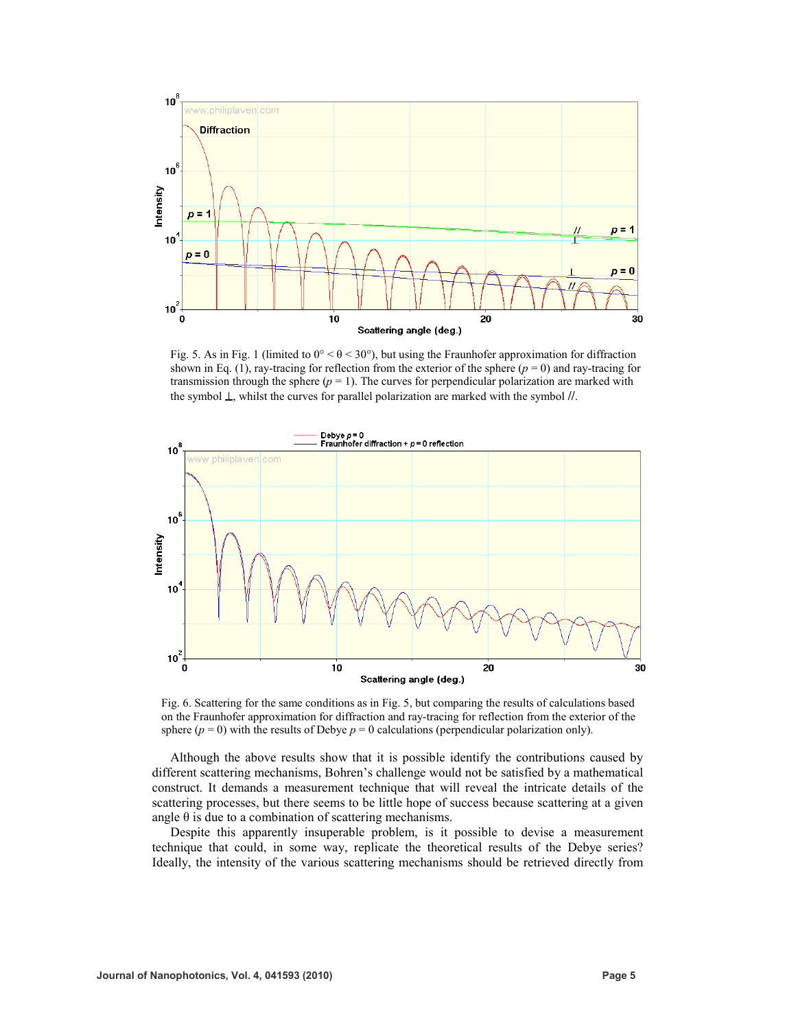Fig. 5. As in Fig. 1 (limited to $0° < \theta < 30°$), but using the Fraunhofer approximation for diffraction shown in Eq. (1), ray-tracing for reflection from the exterior of the sphere ($p = 0$) and ray-tracing for transmission through the sphere ($p = 1$). The curves for perpendicular polarization are marked with the symbol ⊥, whilst the curves for parallel polarization are marked with the symbol //.

Fig. 6. Scattering for the same conditions as in Fig. 5, but comparing the results of calculations based on the Fraunhofer approximation for diffraction and ray-tracing for reflection from the exterior of the sphere ($p = 0$) with the results of Debye $p = 0$ calculations (perpendicular polarization only).

Although the above results show that it is possible identify the contributions caused by different scattering mechanisms, Bohren's challenge would not be satisfied by a mathematical construct. It demands a measurement technique that will reveal the intricate details of the scattering processes, but there seems to be little hope of success because scattering at a given angle θ is due to a combination of scattering mechanisms.

Despite this apparently insuperable problem, is it possible to devise a measurement technique that could, in some way, replicate the theoretical results of the Debye series? Ideally, the intensity of the various scattering mechanisms should be retrieved directly from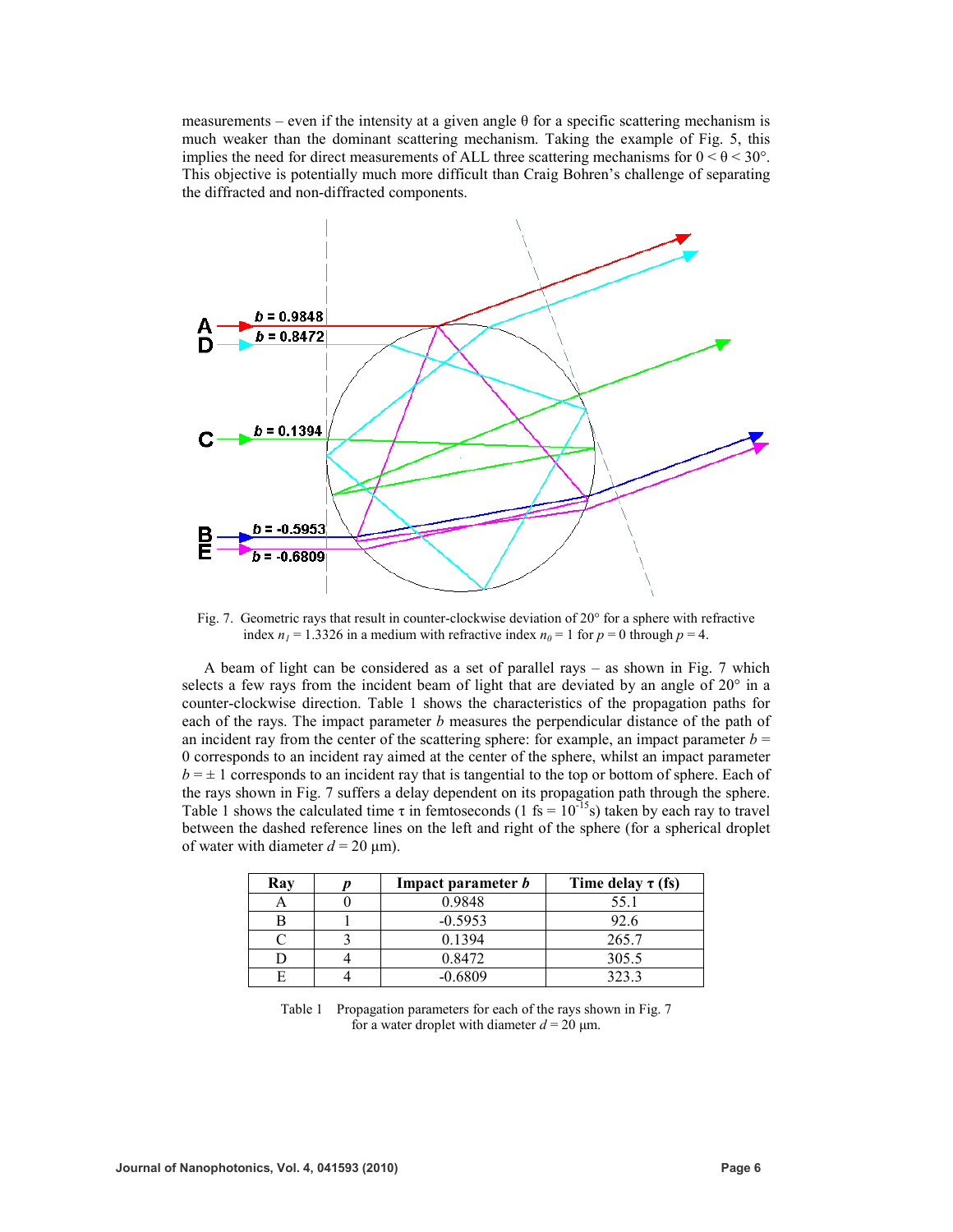measurements – even if the intensity at a given angle θ for a specific scattering mechanism is much weaker than the dominant scattering mechanism. Taking the example of Fig. 5, this implies the need for direct measurements of ALL three scattering mechanisms for $0 < \theta < 30°$. This objective is potentially much more difficult than Craig Bohren's challenge of separating the diffracted and non-diffracted components.

Fig. 7. Geometric rays that result in counter-clockwise deviation of 20° for a sphere with refractive index $n_1 = 1.3326$ in a medium with refractive index $n_0 = 1$ for $p = 0$ through $p = 4$.

A beam of light can be considered as a set of parallel rays – as shown in Fig. 7 which selects a few rays from the incident beam of light that are deviated by an angle of 20° in a counter-clockwise direction. Table 1 shows the characteristics of the propagation paths for each of the rays. The impact parameter $b$ measures the perpendicular distance of the path of an incident ray from the center of the scattering sphere: for example, an impact parameter $b = 0$ corresponds to an incident ray aimed at the center of the sphere, whilst an impact parameter $b = \pm 1$ corresponds to an incident ray that is tangential to the top or bottom of sphere. Each of the rays shown in Fig. 7 suffers a delay dependent on its propagation path through the sphere. Table 1 shows the calculated time τ in femtoseconds (1 fs = $10^{-15}$s) taken by each ray to travel between the dashed reference lines on the left and right of the sphere (for a spherical droplet of water with diameter $d = 20$ μm).

| Ray | $p$ | Impact parameter $b$ | Time delay τ (fs) |
|---|---|---|---|
| A | 0 | 0.9848 | 55.1 |
| B | 1 | -0.5953 | 92.6 |
| C | 3 | 0.1394 | 265.7 |
| D | 4 | 0.8472 | 305.5 |
| E | 4 | -0.6809 | 323.3 |

Table 1 Propagation parameters for each of the rays shown in Fig. 7 for a water droplet with diameter $d = 20$ μm.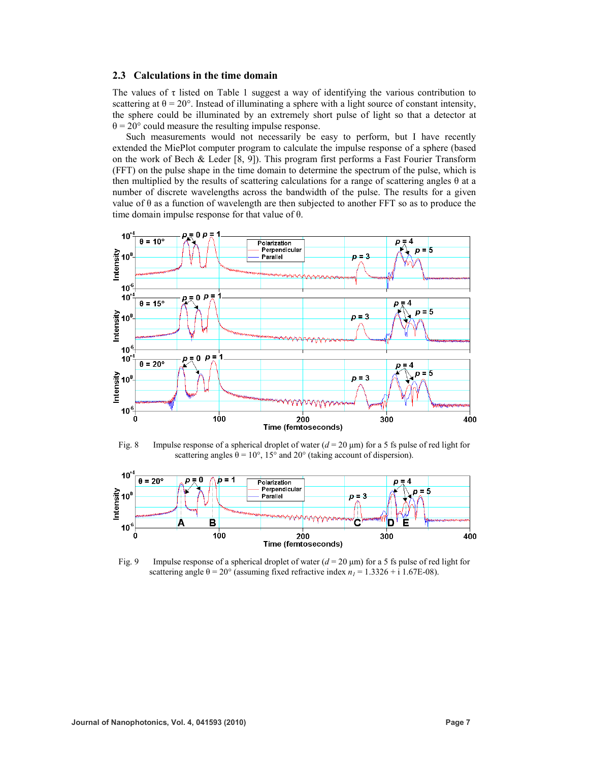### 2.3 Calculations in the time domain

The values of $\tau$ listed on Table 1 suggest a way of identifying the various contribution to scattering at $\theta = 20°$. Instead of illuminating a sphere with a light source of constant intensity, the sphere could be illuminated by an extremely short pulse of light so that a detector at $\theta = 20°$ could measure the resulting impulse response.

Such measurements would not necessarily be easy to perform, but I have recently extended the MiePlot computer program to calculate the impulse response of a sphere (based on the work of Bech & Leder [8, 9]). This program first performs a Fast Fourier Transform (FFT) on the pulse shape in the time domain to determine the spectrum of the pulse, which is then multiplied by the results of scattering calculations for a range of scattering angles $\theta$ at a number of discrete wavelengths across the bandwidth of the pulse. The results for a given value of $\theta$ as a function of wavelength are then subjected to another FFT so as to produce the time domain impulse response for that value of $\theta$.

Fig. 8 Impulse response of a spherical droplet of water ($d = 20$ μm) for a 5 fs pulse of red light for scattering angles $\theta = 10°$, 15° and 20° (taking account of dispersion).

Fig. 9 Impulse response of a spherical droplet of water ($d = 20$ μm) for a 5 fs pulse of red light for scattering angle $\theta = 20°$ (assuming fixed refractive index $n_l = 1.3326 + i\ 1.67\text{E-}08$).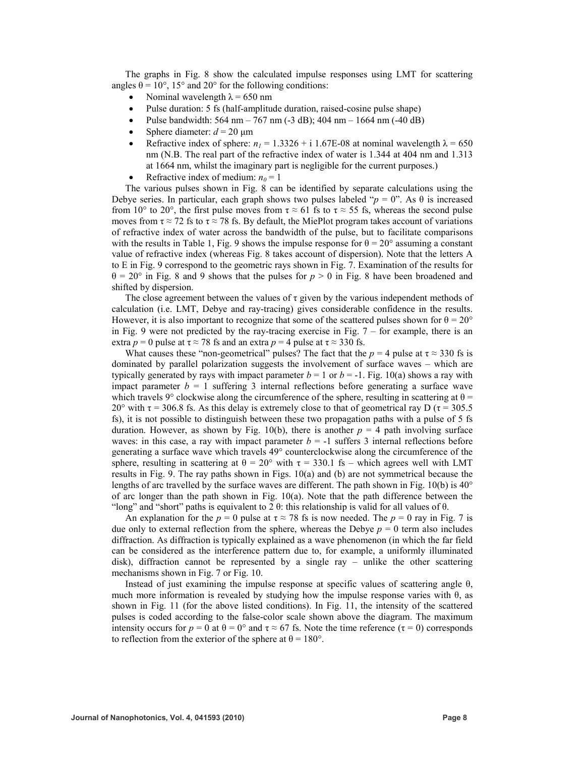The graphs in Fig. 8 show the calculated impulse responses using LMT for scattering angles $\theta = 10°$, $15°$ and $20°$ for the following conditions:

- Nominal wavelength $\lambda = 650$ nm
- Pulse duration: 5 fs (half-amplitude duration, raised-cosine pulse shape)
- Pulse bandwidth: 564 nm – 767 nm (-3 dB); 404 nm – 1664 nm (-40 dB)
- Sphere diameter: $d = 20$ µm
- Refractive index of sphere: $n_1 = 1.3326 + i\ 1.67\text{E-}08$ at nominal wavelength $\lambda = 650$ nm (N.B. The real part of the refractive index of water is 1.344 at 404 nm and 1.313 at 1664 nm, whilst the imaginary part is negligible for the current purposes.)
- Refractive index of medium: $n_0 = 1$

The various pulses shown in Fig. 8 can be identified by separate calculations using the Debye series. In particular, each graph shows two pulses labeled "$p = 0$". As $\theta$ is increased from 10° to 20°, the first pulse moves from $\tau \approx 61$ fs to $\tau \approx 55$ fs, whereas the second pulse moves from $\tau \approx 72$ fs to $\tau \approx 78$ fs. By default, the MiePlot program takes account of variations of refractive index of water across the bandwidth of the pulse, but to facilitate comparisons with the results in Table 1, Fig. 9 shows the impulse response for $\theta = 20°$ assuming a constant value of refractive index (whereas Fig. 8 takes account of dispersion). Note that the letters A to E in Fig. 9 correspond to the geometric rays shown in Fig. 7. Examination of the results for $\theta = 20°$ in Fig. 8 and 9 shows that the pulses for $p > 0$ in Fig. 8 have been broadened and shifted by dispersion.

The close agreement between the values of $\tau$ given by the various independent methods of calculation (i.e. LMT, Debye and ray-tracing) gives considerable confidence in the results. However, it is also important to recognize that some of the scattered pulses shown for $\theta = 20°$ in Fig. 9 were not predicted by the ray-tracing exercise in Fig. 7 – for example, there is an extra $p = 0$ pulse at $\tau \approx 78$ fs and an extra $p = 4$ pulse at $\tau \approx 330$ fs.

What causes these "non-geometrical" pulses? The fact that the $p = 4$ pulse at $\tau \approx 330$ fs is dominated by parallel polarization suggests the involvement of surface waves – which are typically generated by rays with impact parameter $b = 1$ or $b = -1$. Fig. 10(a) shows a ray with impact parameter $b = 1$ suffering 3 internal reflections before generating a surface wave which travels 9° clockwise along the circumference of the sphere, resulting in scattering at $\theta = 20°$ with $\tau = 306.8$ fs. As this delay is extremely close to that of geometrical ray D ($\tau = 305.5$ fs), it is not possible to distinguish between these two propagation paths with a pulse of 5 fs duration. However, as shown by Fig. 10(b), there is another $p = 4$ path involving surface waves: in this case, a ray with impact parameter $b = -1$ suffers 3 internal reflections before generating a surface wave which travels 49° counterclockwise along the circumference of the sphere, resulting in scattering at $\theta = 20°$ with $\tau = 330.1$ fs – which agrees well with LMT results in Fig. 9. The ray paths shown in Figs. 10(a) and (b) are not symmetrical because the lengths of arc travelled by the surface waves are different. The path shown in Fig. 10(b) is 40° of arc longer than the path shown in Fig. 10(a). Note that the path difference between the "long" and "short" paths is equivalent to $2\,\theta$: this relationship is valid for all values of $\theta$.

An explanation for the $p = 0$ pulse at $\tau \approx 78$ fs is now needed. The $p = 0$ ray in Fig. 7 is due only to external reflection from the sphere, whereas the Debye $p = 0$ term also includes diffraction. As diffraction is typically explained as a wave phenomenon (in which the far field can be considered as the interference pattern due to, for example, a uniformly illuminated disk), diffraction cannot be represented by a single ray – unlike the other scattering mechanisms shown in Fig. 7 or Fig. 10.

Instead of just examining the impulse response at specific values of scattering angle $\theta$, much more information is revealed by studying how the impulse response varies with $\theta$, as shown in Fig. 11 (for the above listed conditions). In Fig. 11, the intensity of the scattered pulses is coded according to the false-color scale shown above the diagram. The maximum intensity occurs for $p = 0$ at $\theta = 0°$ and $\tau \approx 67$ fs. Note the time reference ($\tau = 0$) corresponds to reflection from the exterior of the sphere at $\theta = 180°$.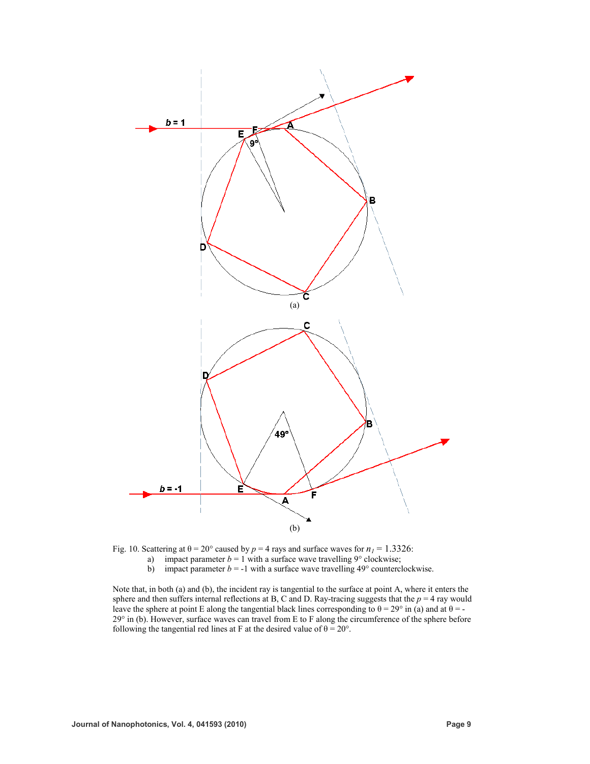Fig. 10. Scattering at $\theta = 20°$ caused by $p = 4$ rays and surface waves for $n_1 = 1.3326$:

a) impact parameter $b = 1$ with a surface wave travelling 9° clockwise;
b) impact parameter $b = -1$ with a surface wave travelling 49° counterclockwise.

Note that, in both (a) and (b), the incident ray is tangential to the surface at point A, where it enters the sphere and then suffers internal reflections at B, C and D. Ray-tracing suggests that the $p = 4$ ray would leave the sphere at point E along the tangential black lines corresponding to $\theta = 29°$ in (a) and at $\theta = -29°$ in (b). However, surface waves can travel from E to F along the circumference of the sphere before following the tangential red lines at F at the desired value of $\theta = 20°$.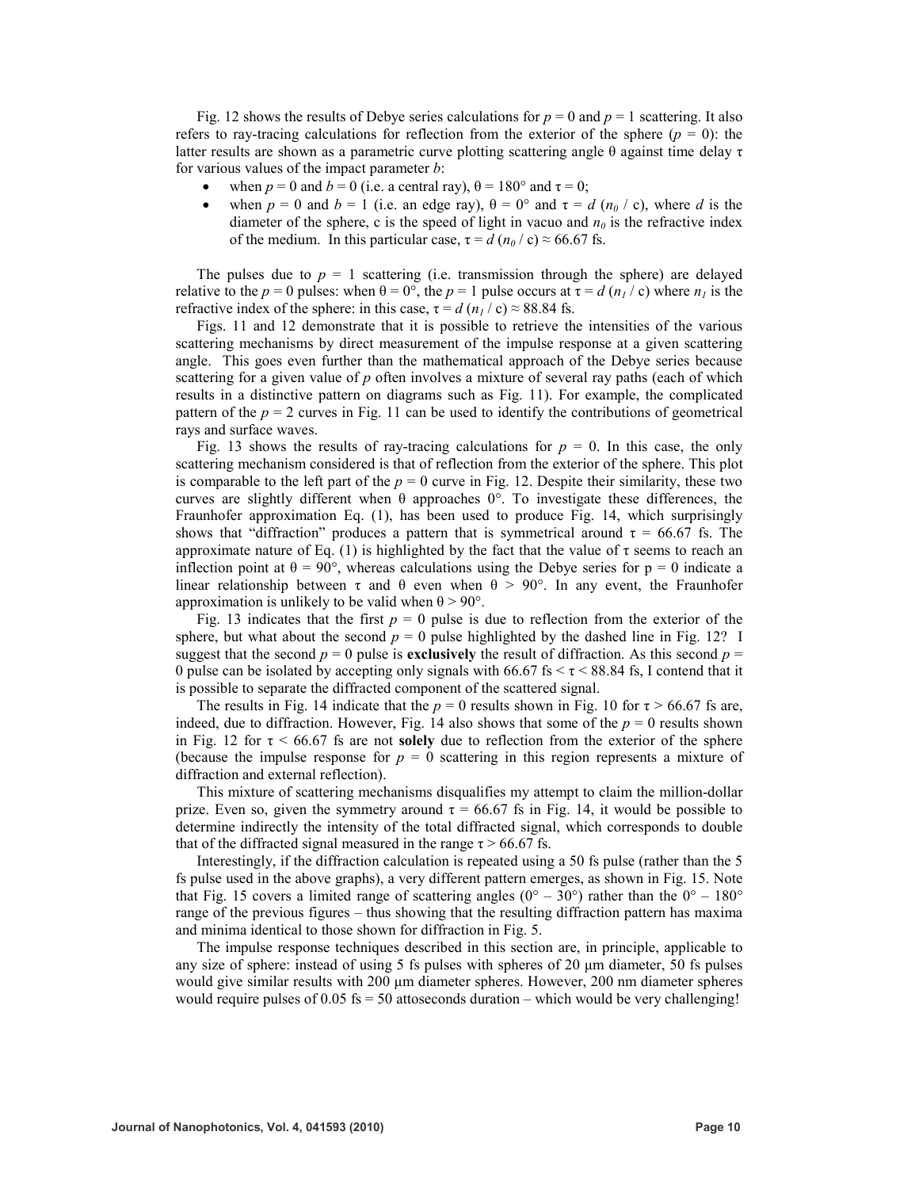Fig. 12 shows the results of Debye series calculations for $p = 0$ and $p = 1$ scattering. It also refers to ray-tracing calculations for reflection from the exterior of the sphere ($p = 0$): the latter results are shown as a parametric curve plotting scattering angle θ against time delay τ for various values of the impact parameter $b$:

- when $p = 0$ and $b = 0$ (i.e. a central ray), $\theta = 180°$ and $\tau = 0$;
- when $p = 0$ and $b = 1$ (i.e. an edge ray), $\theta = 0°$ and $\tau = d\,(n_0 / c)$, where $d$ is the diameter of the sphere, c is the speed of light in vacuo and $n_0$ is the refractive index of the medium. In this particular case, $\tau = d\,(n_0 / c) \approx 66.67$ fs.

The pulses due to $p = 1$ scattering (i.e. transmission through the sphere) are delayed relative to the $p = 0$ pulses: when $\theta = 0°$, the $p = 1$ pulse occurs at $\tau = d\,(n_1 / c)$ where $n_1$ is the refractive index of the sphere: in this case, $\tau = d\,(n_1 / c) \approx 88.84$ fs.

Figs. 11 and 12 demonstrate that it is possible to retrieve the intensities of the various scattering mechanisms by direct measurement of the impulse response at a given scattering angle. This goes even further than the mathematical approach of the Debye series because scattering for a given value of $p$ often involves a mixture of several ray paths (each of which results in a distinctive pattern on diagrams such as Fig. 11). For example, the complicated pattern of the $p = 2$ curves in Fig. 11 can be used to identify the contributions of geometrical rays and surface waves.

Fig. 13 shows the results of ray-tracing calculations for $p = 0$. In this case, the only scattering mechanism considered is that of reflection from the exterior of the sphere. This plot is comparable to the left part of the $p = 0$ curve in Fig. 12. Despite their similarity, these two curves are slightly different when θ approaches 0°. To investigate these differences, the Fraunhofer approximation Eq. (1), has been used to produce Fig. 14, which surprisingly shows that "diffraction" produces a pattern that is symmetrical around $\tau = 66.67$ fs. The approximate nature of Eq. (1) is highlighted by the fact that the value of τ seems to reach an inflection point at $\theta = 90°$, whereas calculations using the Debye series for $p = 0$ indicate a linear relationship between τ and θ even when $\theta > 90°$. In any event, the Fraunhofer approximation is unlikely to be valid when $\theta > 90°$.

Fig. 13 indicates that the first $p = 0$ pulse is due to reflection from the exterior of the sphere, but what about the second $p = 0$ pulse highlighted by the dashed line in Fig. 12? I suggest that the second $p = 0$ pulse is **exclusively** the result of diffraction. As this second $p = 0$ pulse can be isolated by accepting only signals with $66.67 \text{ fs} < \tau < 88.84$ fs, I contend that it is possible to separate the diffracted component of the scattered signal.

The results in Fig. 14 indicate that the $p = 0$ results shown in Fig. 10 for $\tau > 66.67$ fs are, indeed, due to diffraction. However, Fig. 14 also shows that some of the $p = 0$ results shown in Fig. 12 for $\tau < 66.67$ fs are not **solely** due to reflection from the exterior of the sphere (because the impulse response for $p = 0$ scattering in this region represents a mixture of diffraction and external reflection).

This mixture of scattering mechanisms disqualifies my attempt to claim the million-dollar prize. Even so, given the symmetry around $\tau = 66.67$ fs in Fig. 14, it would be possible to determine indirectly the intensity of the total diffracted signal, which corresponds to double that of the diffracted signal measured in the range $\tau > 66.67$ fs.

Interestingly, if the diffraction calculation is repeated using a 50 fs pulse (rather than the 5 fs pulse used in the above graphs), a very different pattern emerges, as shown in Fig. 15. Note that Fig. 15 covers a limited range of scattering angles (0° – 30°) rather than the 0° – 180° range of the previous figures – thus showing that the resulting diffraction pattern has maxima and minima identical to those shown for diffraction in Fig. 5.

The impulse response techniques described in this section are, in principle, applicable to any size of sphere: instead of using 5 fs pulses with spheres of 20 μm diameter, 50 fs pulses would give similar results with 200 μm diameter spheres. However, 200 nm diameter spheres would require pulses of 0.05 fs = 50 attoseconds duration – which would be very challenging!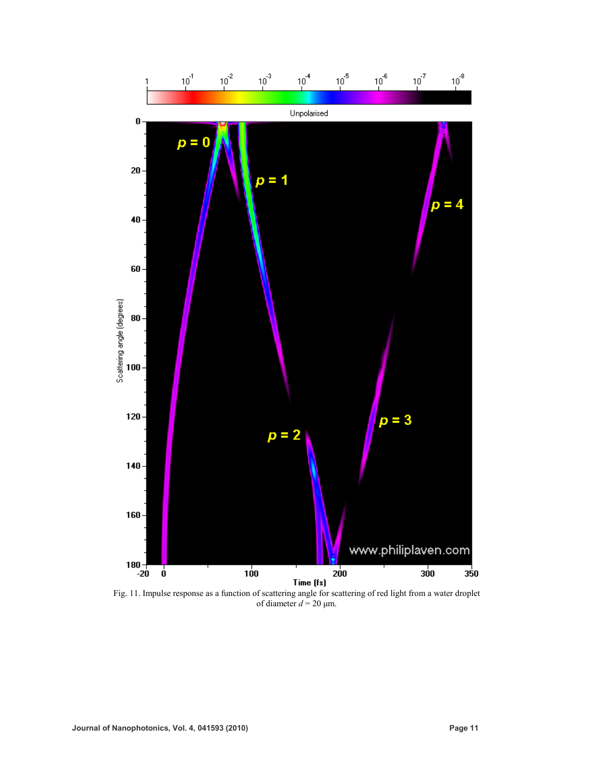Fig. 11. Impulse response as a function of scattering angle for scattering of red light from a water droplet of diameter $d = 20$ µm.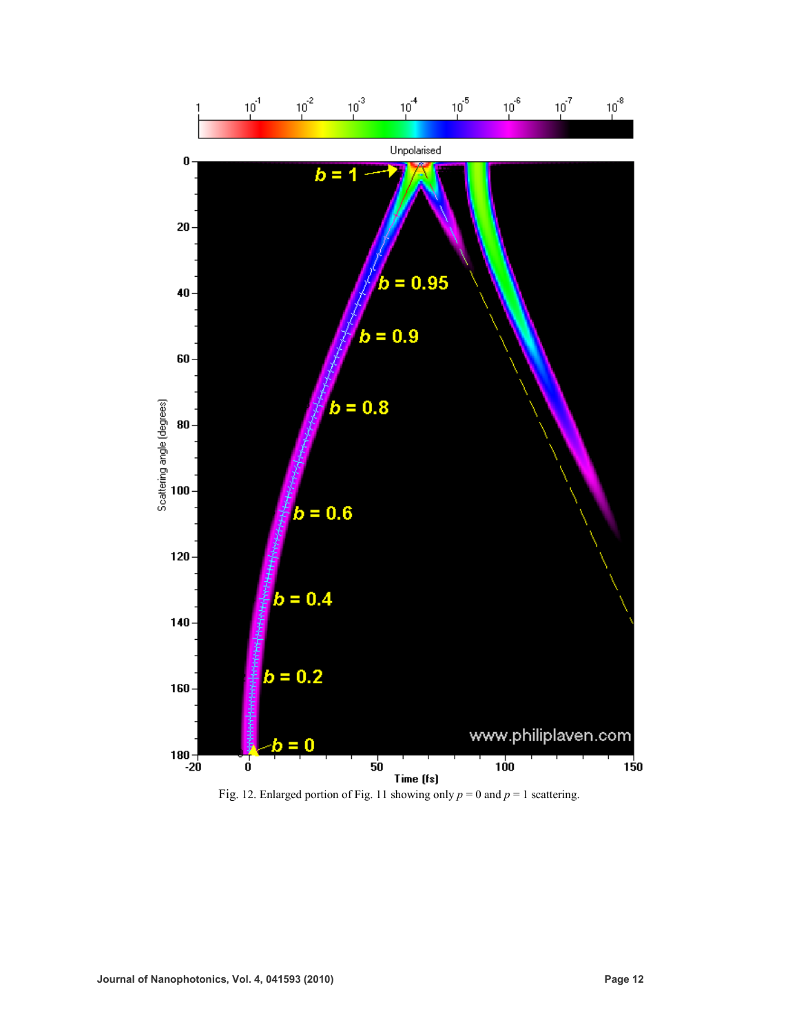Fig. 12. Enlarged portion of Fig. 11 showing only $p = 0$ and $p = 1$ scattering.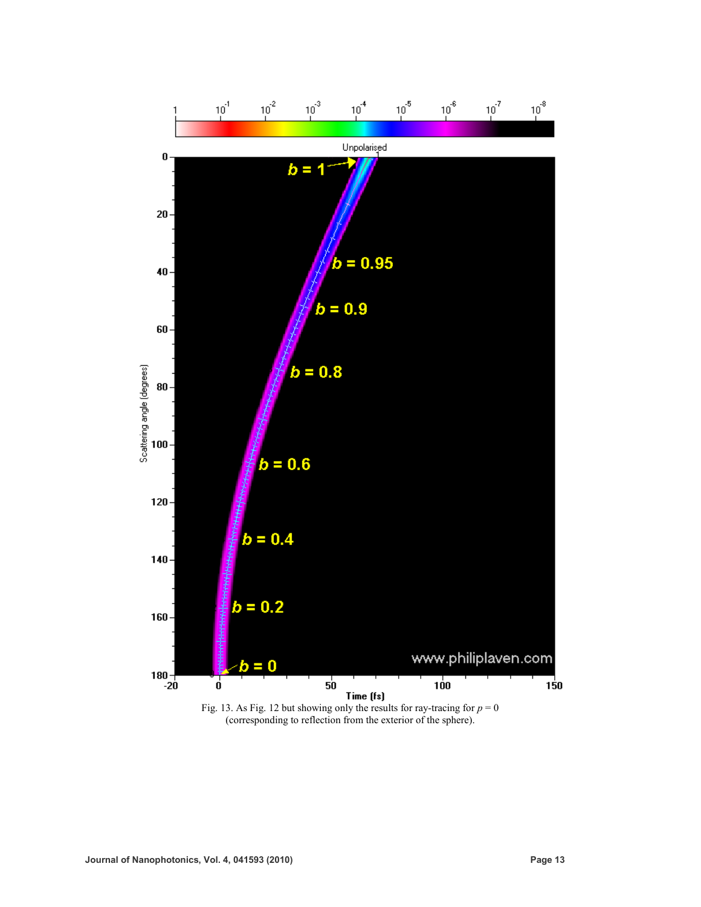Fig. 13. As Fig. 12 but showing only the results for ray-tracing for $p = 0$ (corresponding to reflection from the exterior of the sphere).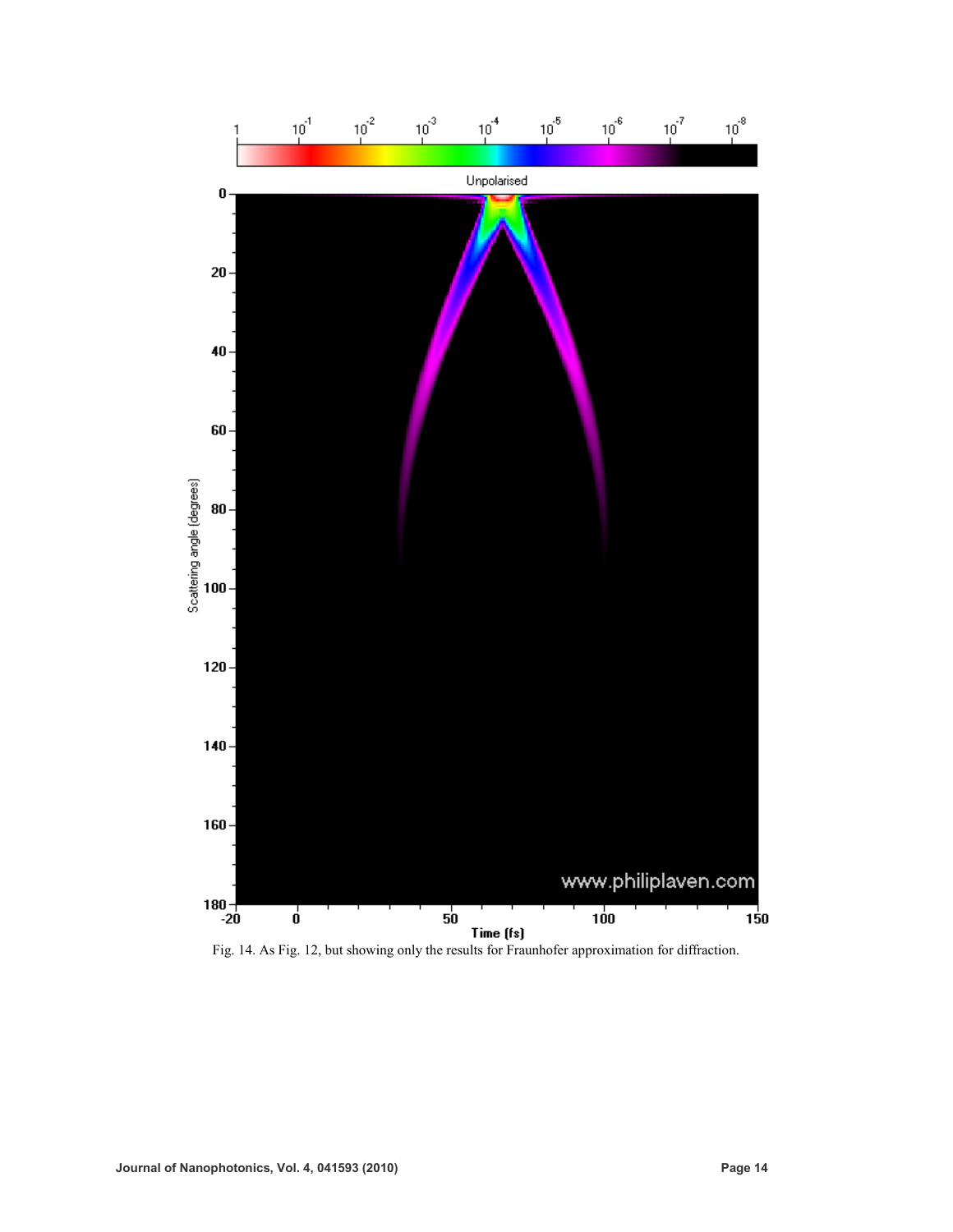Fig. 14. As Fig. 12, but showing only the results for Fraunhofer approximation for diffraction.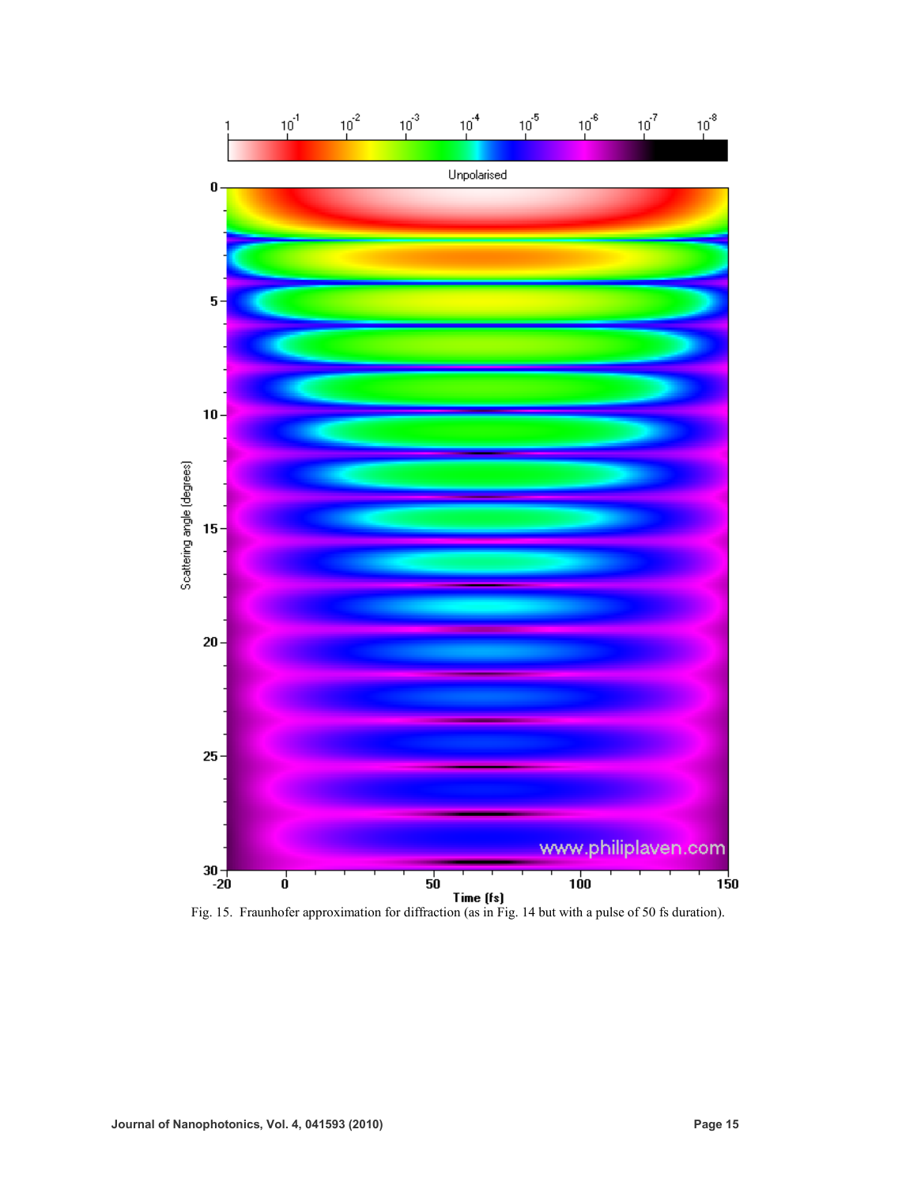Fig. 15. Fraunhofer approximation for diffraction (as in Fig. 14 but with a pulse of 50 fs duration).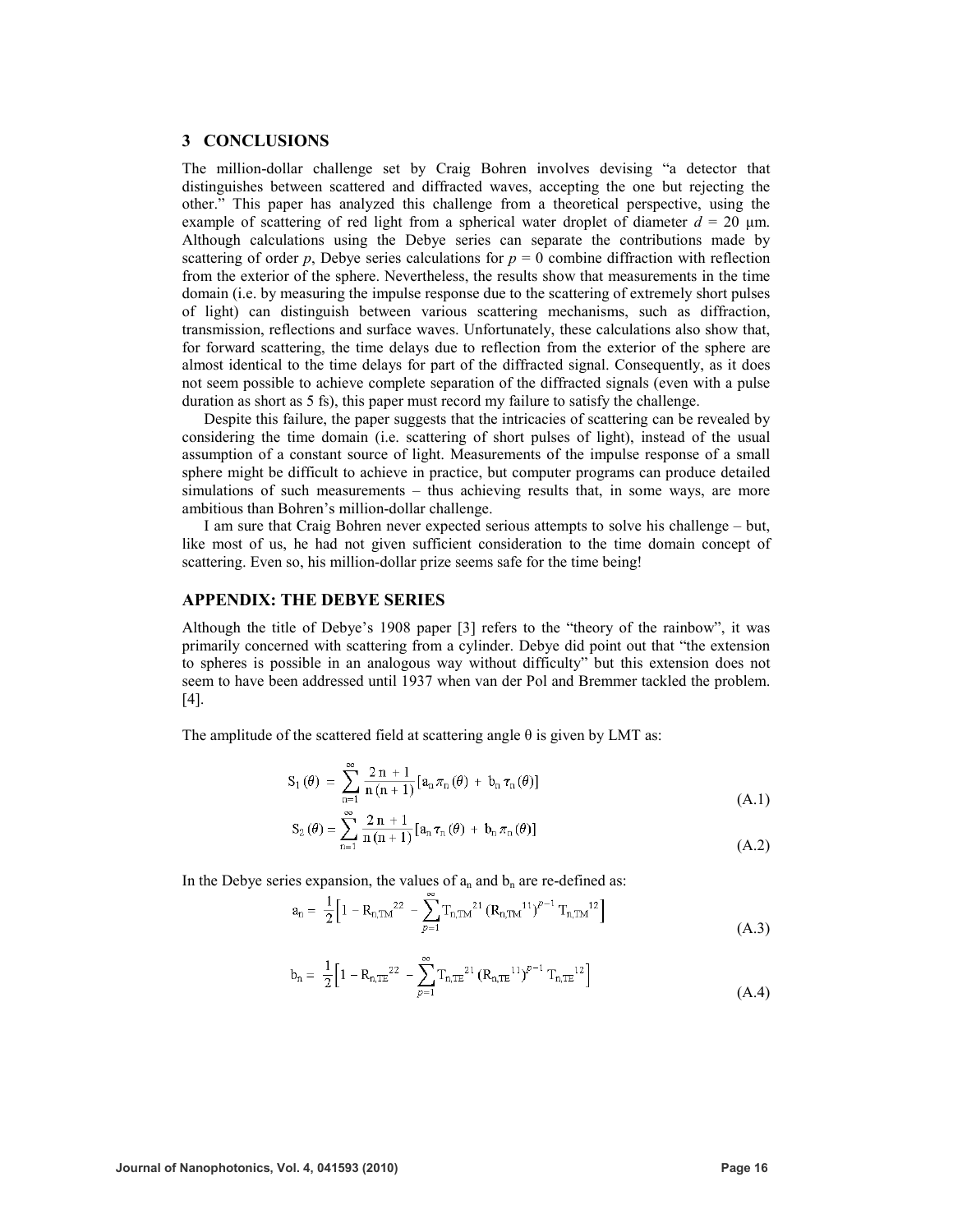## 3 CONCLUSIONS

The million-dollar challenge set by Craig Bohren involves devising "a detector that distinguishes between scattered and diffracted waves, accepting the one but rejecting the other." This paper has analyzed this challenge from a theoretical perspective, using the example of scattering of red light from a spherical water droplet of diameter $d$ = 20 µm. Although calculations using the Debye series can separate the contributions made by scattering of order $p$, Debye series calculations for $p = 0$ combine diffraction with reflection from the exterior of the sphere. Nevertheless, the results show that measurements in the time domain (i.e. by measuring the impulse response due to the scattering of extremely short pulses of light) can distinguish between various scattering mechanisms, such as diffraction, transmission, reflections and surface waves. Unfortunately, these calculations also show that, for forward scattering, the time delays due to reflection from the exterior of the sphere are almost identical to the time delays for part of the diffracted signal. Consequently, as it does not seem possible to achieve complete separation of the diffracted signals (even with a pulse duration as short as 5 fs), this paper must record my failure to satisfy the challenge.

Despite this failure, the paper suggests that the intricacies of scattering can be revealed by considering the time domain (i.e. scattering of short pulses of light), instead of the usual assumption of a constant source of light. Measurements of the impulse response of a small sphere might be difficult to achieve in practice, but computer programs can produce detailed simulations of such measurements – thus achieving results that, in some ways, are more ambitious than Bohren's million-dollar challenge.

I am sure that Craig Bohren never expected serious attempts to solve his challenge – but, like most of us, he had not given sufficient consideration to the time domain concept of scattering. Even so, his million-dollar prize seems safe for the time being!

## APPENDIX: THE DEBYE SERIES

Although the title of Debye's 1908 paper [3] refers to the "theory of the rainbow", it was primarily concerned with scattering from a cylinder. Debye did point out that "the extension to spheres is possible in an analogous way without difficulty" but this extension does not seem to have been addressed until 1937 when van der Pol and Bremmer tackled the problem. [4].

The amplitude of the scattered field at scattering angle θ is given by LMT as:

$$S_1(\theta) = \sum_{n=1}^{\infty} \frac{2n+1}{n(n+1)} \left[ a_n \pi_n(\theta) + b_n \tau_n(\theta) \right] \tag{A.1}$$

$$S_2(\theta) = \sum_{n=1}^{\infty} \frac{2n+1}{n(n+1)} \left[ a_n \tau_n(\theta) + b_n \pi_n(\theta) \right] \tag{A.2}$$

In the Debye series expansion, the values of $a_n$ and $b_n$ are re-defined as:

$$a_n = \frac{1}{2}\left[ 1 - R_{n,TM}{}^{22} - \sum_{p=1}^{\infty} T_{n,TM}{}^{21} \left(R_{n,TM}{}^{11}\right)^{p-1} T_{n,TM}{}^{12} \right] \tag{A.3}$$

$$b_n = \frac{1}{2}\left[ 1 - R_{n,TE}{}^{22} - \sum_{p=1}^{\infty} T_{n,TE}{}^{21} \left(R_{n,TE}{}^{11}\right)^{p-1} T_{n,TE}{}^{12} \right] \tag{A.4}$$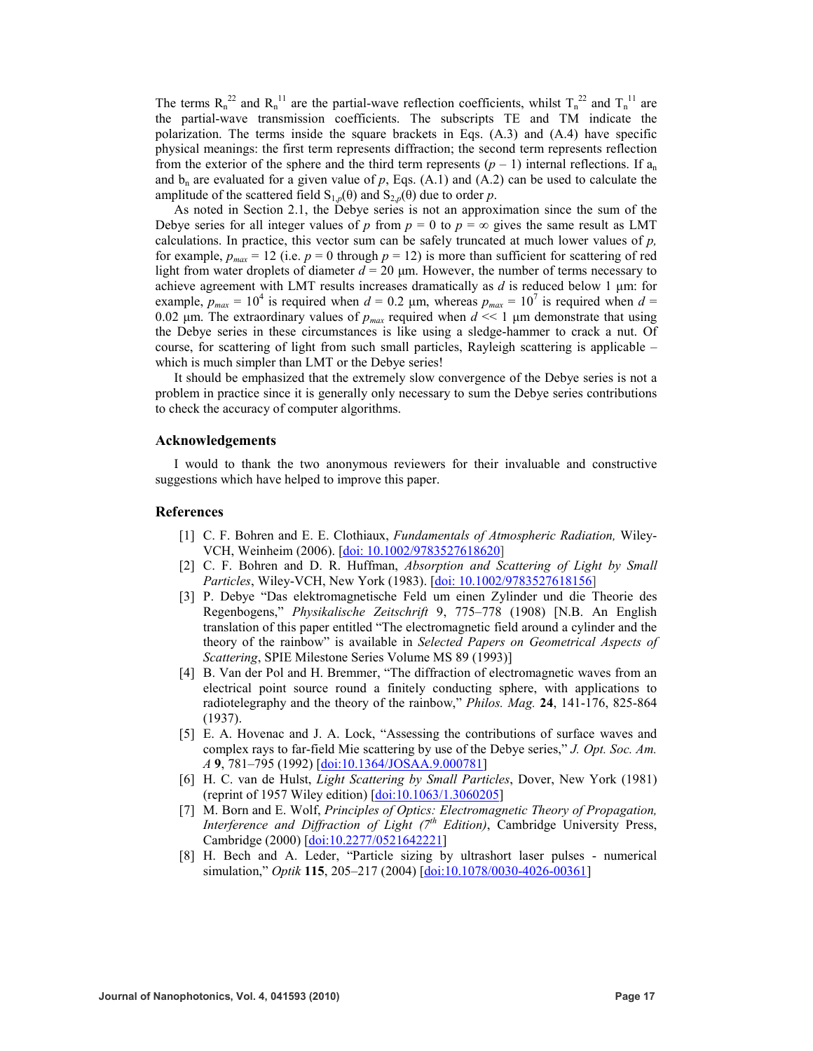The terms $R_n^{22}$ and $R_n^{11}$ are the partial-wave reflection coefficients, whilst $T_n^{22}$ and $T_n^{11}$ are the partial-wave transmission coefficients. The subscripts TE and TM indicate the polarization. The terms inside the square brackets in Eqs. (A.3) and (A.4) have specific physical meanings: the first term represents diffraction; the second term represents reflection from the exterior of the sphere and the third term represents $(p - 1)$ internal reflections. If $a_n$ and $b_n$ are evaluated for a given value of $p$, Eqs. (A.1) and (A.2) can be used to calculate the amplitude of the scattered field $S_{1,p}(\theta)$ and $S_{2,p}(\theta)$ due to order $p$.

As noted in Section 2.1, the Debye series is not an approximation since the sum of the Debye series for all integer values of $p$ from $p = 0$ to $p = \infty$ gives the same result as LMT calculations. In practice, this vector sum can be safely truncated at much lower values of $p$, for example, $p_{max} = 12$ (i.e. $p = 0$ through $p = 12$) is more than sufficient for scattering of red light from water droplets of diameter $d = 20$ μm. However, the number of terms necessary to achieve agreement with LMT results increases dramatically as $d$ is reduced below 1 μm: for example, $p_{max} = 10^4$ is required when $d = 0.2$ μm, whereas $p_{max} = 10^7$ is required when $d = 0.02$ μm. The extraordinary values of $p_{max}$ required when $d << 1$ μm demonstrate that using the Debye series in these circumstances is like using a sledge-hammer to crack a nut. Of course, for scattering of light from such small particles, Rayleigh scattering is applicable – which is much simpler than LMT or the Debye series!

It should be emphasized that the extremely slow convergence of the Debye series is not a problem in practice since it is generally only necessary to sum the Debye series contributions to check the accuracy of computer algorithms.

## Acknowledgements

I would to thank the two anonymous reviewers for their invaluable and constructive suggestions which have helped to improve this paper.

## References

[1] C. F. Bohren and E. E. Clothiaux, *Fundamentals of Atmospheric Radiation,* Wiley-VCH, Weinheim (2006). [doi: 10.1002/9783527618620]

[2] C. F. Bohren and D. R. Huffman, *Absorption and Scattering of Light by Small Particles*, Wiley-VCH, New York (1983). [doi: 10.1002/9783527618156]

[3] P. Debye "Das elektromagnetische Feld um einen Zylinder und die Theorie des Regenbogens," *Physikalische Zeitschrift* 9, 775–778 (1908) [N.B. An English translation of this paper entitled "The electromagnetic field around a cylinder and the theory of the rainbow" is available in *Selected Papers on Geometrical Aspects of Scattering*, SPIE Milestone Series Volume MS 89 (1993)]

[4] B. Van der Pol and H. Bremmer, "The diffraction of electromagnetic waves from an electrical point source round a finitely conducting sphere, with applications to radiotelegraphy and the theory of the rainbow," *Philos. Mag.* **24**, 141-176, 825-864 (1937).

[5] E. A. Hovenac and J. A. Lock, "Assessing the contributions of surface waves and complex rays to far-field Mie scattering by use of the Debye series," *J. Opt. Soc. Am. A* **9**, 781–795 (1992) [doi:10.1364/JOSAA.9.000781]

[6] H. C. van de Hulst, *Light Scattering by Small Particles*, Dover, New York (1981) (reprint of 1957 Wiley edition) [doi:10.1063/1.3060205]

[7] M. Born and E. Wolf, *Principles of Optics: Electromagnetic Theory of Propagation, Interference and Diffraction of Light (7th Edition)*, Cambridge University Press, Cambridge (2000) [doi:10.2277/0521642221]

[8] H. Bech and A. Leder, "Particle sizing by ultrashort laser pulses - numerical simulation," *Optik* **115**, 205–217 (2004) [doi:10.1078/0030-4026-00361]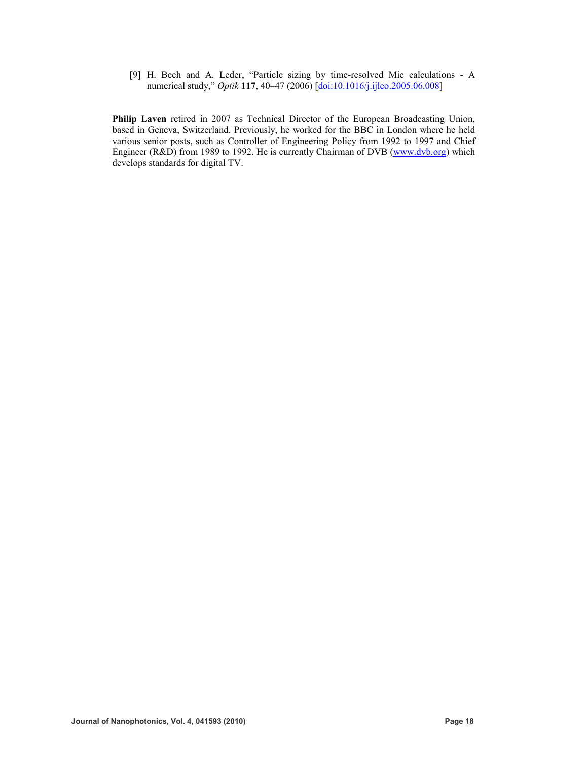[9] H. Bech and A. Leder, "Particle sizing by time-resolved Mie calculations - A numerical study," *Optik* **117**, 40–47 (2006) [doi:10.1016/j.ijleo.2005.06.008]

**Philip Laven** retired in 2007 as Technical Director of the European Broadcasting Union, based in Geneva, Switzerland. Previously, he worked for the BBC in London where he held various senior posts, such as Controller of Engineering Policy from 1992 to 1997 and Chief Engineer (R&D) from 1989 to 1992. He is currently Chairman of DVB (www.dvb.org) which develops standards for digital TV.